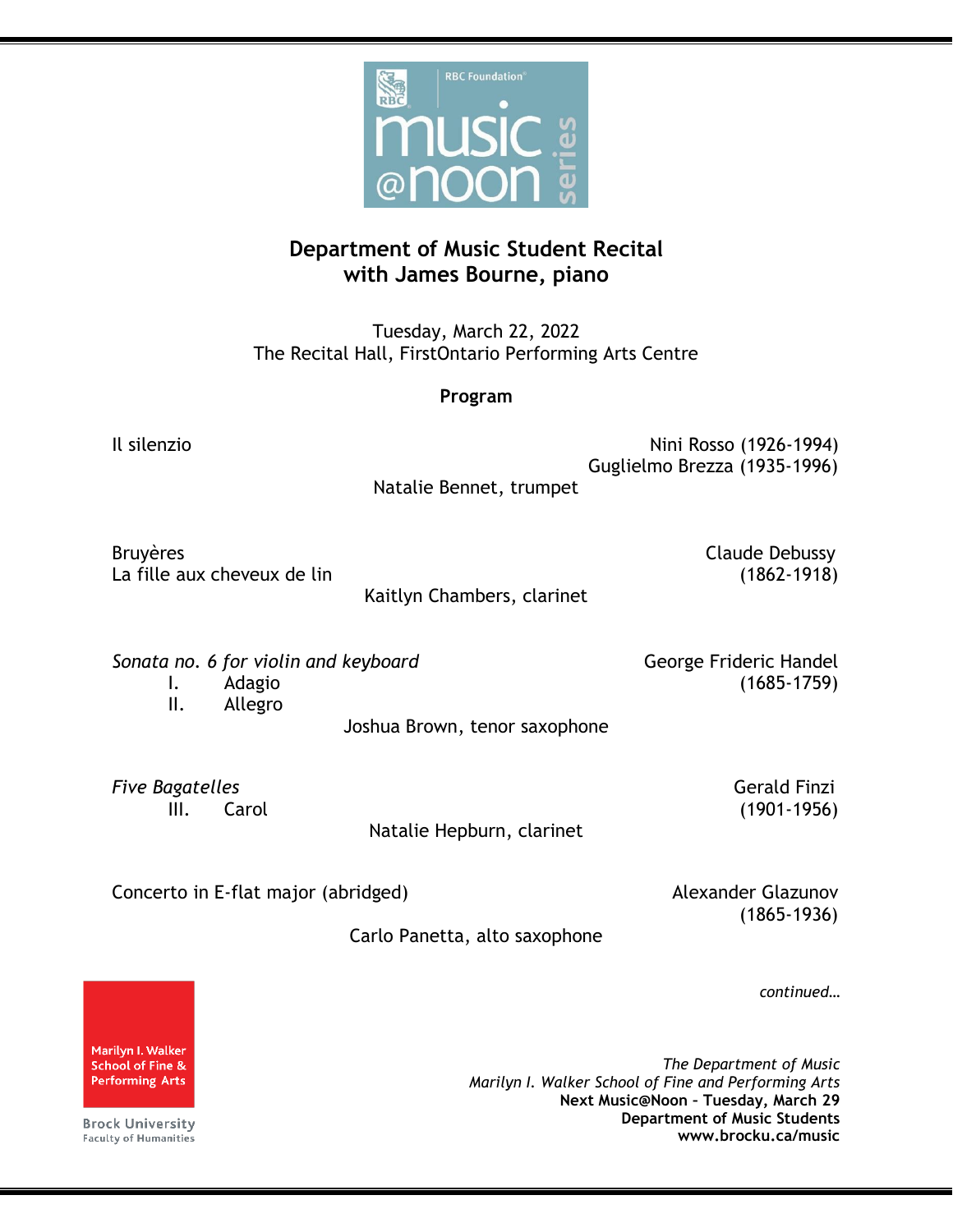RBC Foundation
music @noon series

# Department of Music Student Recital with James Bourne, piano

Tuesday, March 22, 2022
The Recital Hall, FirstOntario Performing Arts Centre

**Program**

Il silenzio — Nini Rosso (1926-1994), Guglielmo Brezza (1935-1996)

Natalie Bennet, trumpet

Bruyères
La fille aux cheveux de lin — Claude Debussy (1862-1918)

Kaitlyn Chambers, clarinet

*Sonata no. 6 for violin and keyboard* — George Frideric Handel (1685-1759)
- I. Adagio
- II. Allegro

Joshua Brown, tenor saxophone

*Five Bagatelles* — Gerald Finzi (1901-1956)
- III. Carol

Natalie Hepburn, clarinet

Concerto in E-flat major (abridged) — Alexander Glazunov (1865-1936)

Carlo Panetta, alto saxophone

*continued…*

Marilyn I. Walker School of Fine & Performing Arts
Brock University
Faculty of Humanities

*The Department of Music*
*Marilyn I. Walker School of Fine and Performing Arts*
**Next Music@Noon – Tuesday, March 29**
**Department of Music Students**
**www.brocku.ca/music**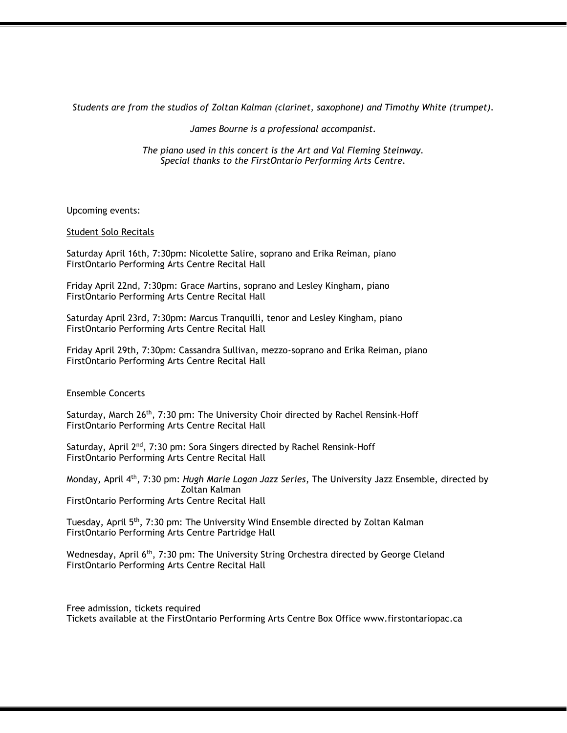*Students are from the studios of Zoltan Kalman (clarinet, saxophone) and Timothy White (trumpet).*

*James Bourne is a professional accompanist.*

*The piano used in this concert is the Art and Val Fleming Steinway.*
*Special thanks to the FirstOntario Performing Arts Centre.*

Upcoming events:

Student Solo Recitals

Saturday April 16th, 7:30pm: Nicolette Salire, soprano and Erika Reiman, piano
FirstOntario Performing Arts Centre Recital Hall

Friday April 22nd, 7:30pm: Grace Martins, soprano and Lesley Kingham, piano
FirstOntario Performing Arts Centre Recital Hall

Saturday April 23rd, 7:30pm: Marcus Tranquilli, tenor and Lesley Kingham, piano
FirstOntario Performing Arts Centre Recital Hall

Friday April 29th, 7:30pm: Cassandra Sullivan, mezzo-soprano and Erika Reiman, piano
FirstOntario Performing Arts Centre Recital Hall

Ensemble Concerts

Saturday, March 26th, 7:30 pm: The University Choir directed by Rachel Rensink-Hoff
FirstOntario Performing Arts Centre Recital Hall

Saturday, April 2nd, 7:30 pm: Sora Singers directed by Rachel Rensink-Hoff
FirstOntario Performing Arts Centre Recital Hall

Monday, April 4th, 7:30 pm: *Hugh Marie Logan Jazz Series*, The University Jazz Ensemble, directed by Zoltan Kalman
FirstOntario Performing Arts Centre Recital Hall

Tuesday, April 5th, 7:30 pm: The University Wind Ensemble directed by Zoltan Kalman
FirstOntario Performing Arts Centre Partridge Hall

Wednesday, April 6th, 7:30 pm: The University String Orchestra directed by George Cleland
FirstOntario Performing Arts Centre Recital Hall

Free admission, tickets required
Tickets available at the FirstOntario Performing Arts Centre Box Office www.firstontariopac.ca